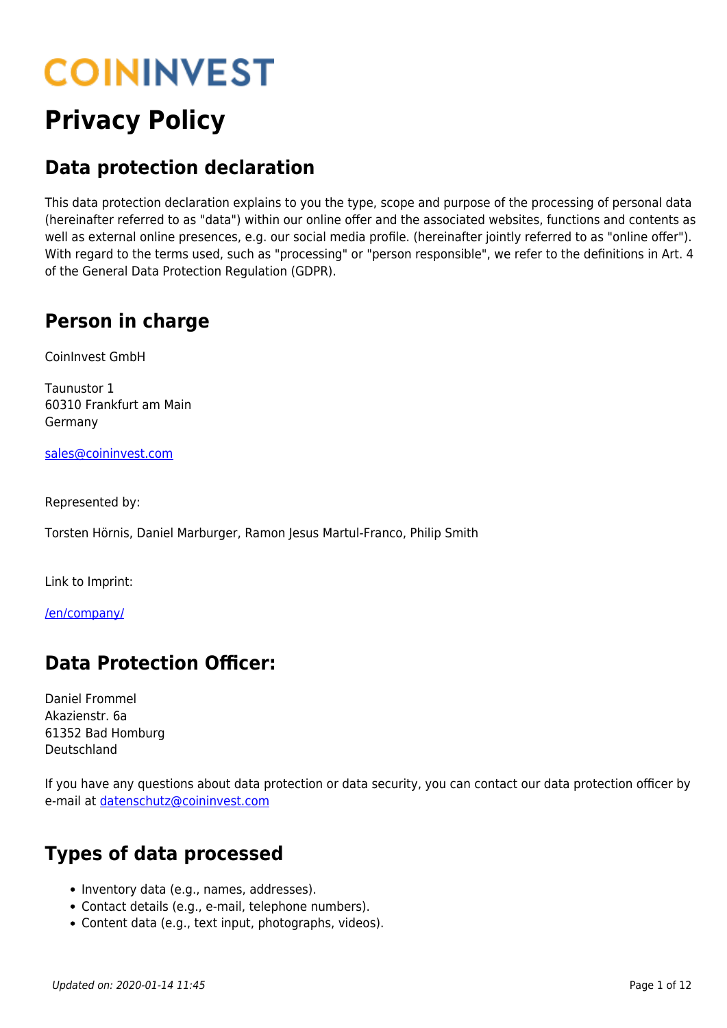# COININVEST

# Privacy Policy

## Data protection declaration

This data protection declaration explains to you the type, scope and purpose of the processing of personal data (hereinafter referred to as "data") within our online offer and the associated websites, functions and contents as well as external online presences, e.g. our social media profile. (hereinafter jointly referred to as "online offer"). With regard to the terms used, such as "processing" or "person responsible", we refer to the definitions in Art. 4 of the General Data Protection Regulation (GDPR).

## Person in charge

CoinInvest GmbH

Taunustor 1
60310 Frankfurt am Main
Germany

[sales@coininvest.com](mailto:sales@coininvest.com)

Represented by:

Torsten Hörnis, Daniel Marburger, Ramon Jesus Martul-Franco, Philip Smith

Link to Imprint:

[/en/company/](/en/company/)

## Data Protection Officer:

Daniel Frommel
Akazienstr. 6a
61352 Bad Homburg
Deutschland

If you have any questions about data protection or data security, you can contact our data protection officer by e-mail at [datenschutz@coininvest.com](mailto:datenschutz@coininvest.com)

## Types of data processed

- Inventory data (e.g., names, addresses).
- Contact details (e.g., e-mail, telephone numbers).
- Content data (e.g., text input, photographs, videos).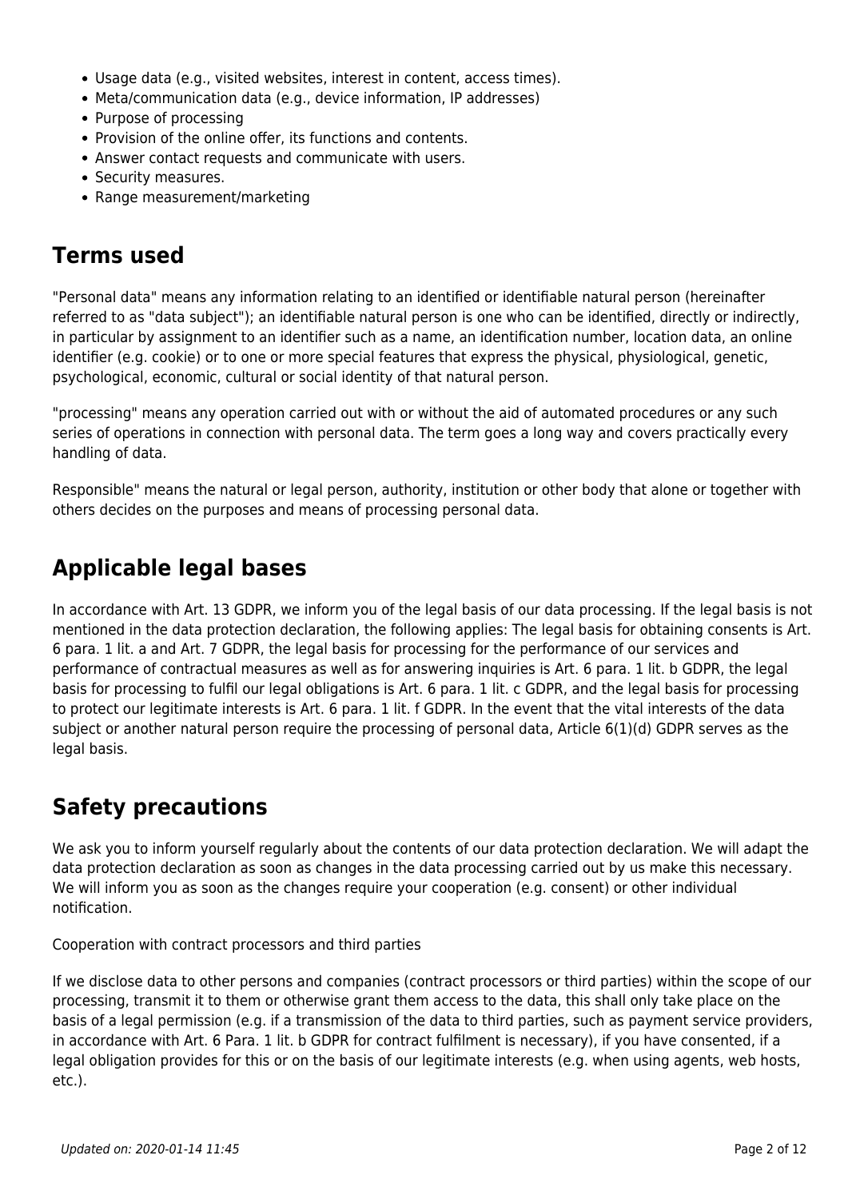- Usage data (e.g., visited websites, interest in content, access times).
- Meta/communication data (e.g., device information, IP addresses)
- Purpose of processing
- Provision of the online offer, its functions and contents.
- Answer contact requests and communicate with users.
- Security measures.
- Range measurement/marketing

## Terms used

"Personal data" means any information relating to an identified or identifiable natural person (hereinafter referred to as "data subject"); an identifiable natural person is one who can be identified, directly or indirectly, in particular by assignment to an identifier such as a name, an identification number, location data, an online identifier (e.g. cookie) or to one or more special features that express the physical, physiological, genetic, psychological, economic, cultural or social identity of that natural person.

"processing" means any operation carried out with or without the aid of automated procedures or any such series of operations in connection with personal data. The term goes a long way and covers practically every handling of data.

Responsible" means the natural or legal person, authority, institution or other body that alone or together with others decides on the purposes and means of processing personal data.

## Applicable legal bases

In accordance with Art. 13 GDPR, we inform you of the legal basis of our data processing. If the legal basis is not mentioned in the data protection declaration, the following applies: The legal basis for obtaining consents is Art. 6 para. 1 lit. a and Art. 7 GDPR, the legal basis for processing for the performance of our services and performance of contractual measures as well as for answering inquiries is Art. 6 para. 1 lit. b GDPR, the legal basis for processing to fulfil our legal obligations is Art. 6 para. 1 lit. c GDPR, and the legal basis for processing to protect our legitimate interests is Art. 6 para. 1 lit. f GDPR. In the event that the vital interests of the data subject or another natural person require the processing of personal data, Article 6(1)(d) GDPR serves as the legal basis.

## Safety precautions

We ask you to inform yourself regularly about the contents of our data protection declaration. We will adapt the data protection declaration as soon as changes in the data processing carried out by us make this necessary. We will inform you as soon as the changes require your cooperation (e.g. consent) or other individual notification.

Cooperation with contract processors and third parties

If we disclose data to other persons and companies (contract processors or third parties) within the scope of our processing, transmit it to them or otherwise grant them access to the data, this shall only take place on the basis of a legal permission (e.g. if a transmission of the data to third parties, such as payment service providers, in accordance with Art. 6 Para. 1 lit. b GDPR for contract fulfilment is necessary), if you have consented, if a legal obligation provides for this or on the basis of our legitimate interests (e.g. when using agents, web hosts, etc.).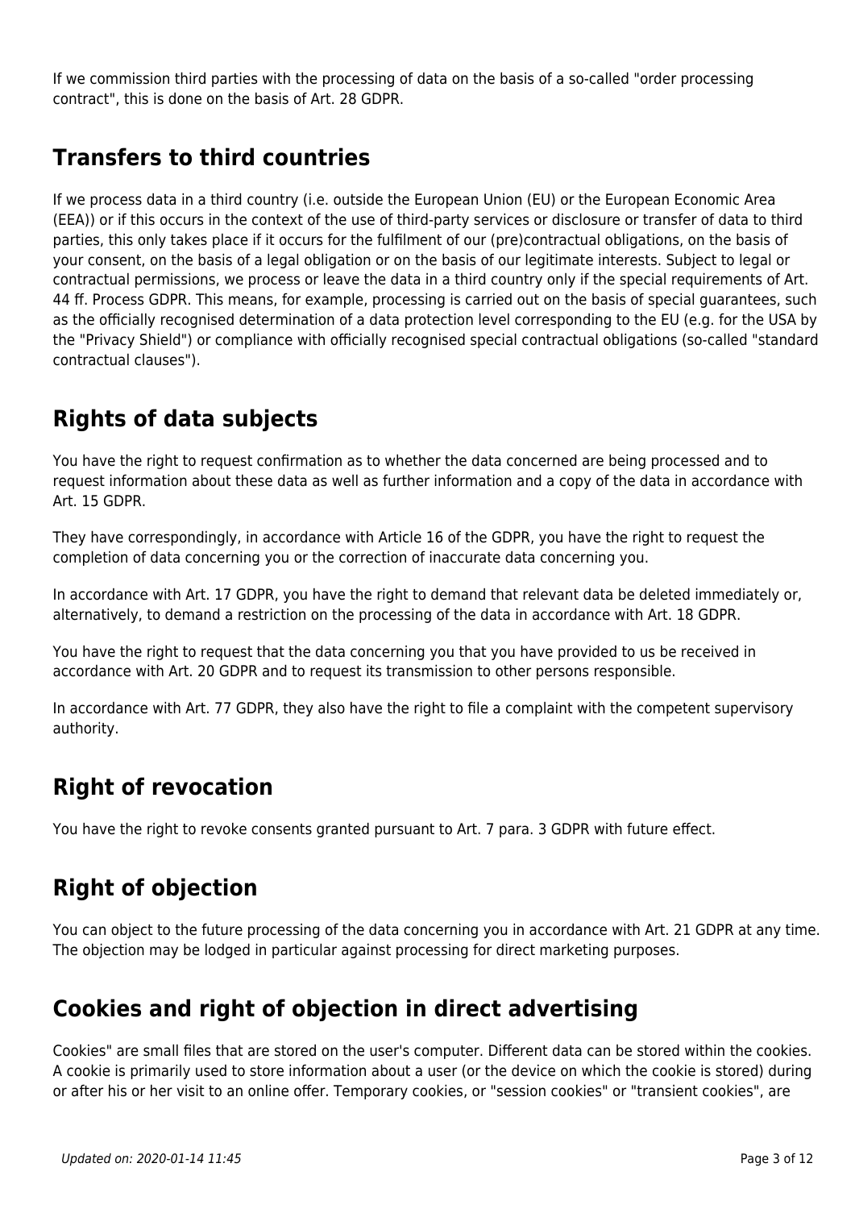If we commission third parties with the processing of data on the basis of a so-called "order processing contract", this is done on the basis of Art. 28 GDPR.

## Transfers to third countries

If we process data in a third country (i.e. outside the European Union (EU) or the European Economic Area (EEA)) or if this occurs in the context of the use of third-party services or disclosure or transfer of data to third parties, this only takes place if it occurs for the fulfilment of our (pre)contractual obligations, on the basis of your consent, on the basis of a legal obligation or on the basis of our legitimate interests. Subject to legal or contractual permissions, we process or leave the data in a third country only if the special requirements of Art. 44 ff. Process GDPR. This means, for example, processing is carried out on the basis of special guarantees, such as the officially recognised determination of a data protection level corresponding to the EU (e.g. for the USA by the "Privacy Shield") or compliance with officially recognised special contractual obligations (so-called "standard contractual clauses").

## Rights of data subjects

You have the right to request confirmation as to whether the data concerned are being processed and to request information about these data as well as further information and a copy of the data in accordance with Art. 15 GDPR.

They have correspondingly, in accordance with Article 16 of the GDPR, you have the right to request the completion of data concerning you or the correction of inaccurate data concerning you.

In accordance with Art. 17 GDPR, you have the right to demand that relevant data be deleted immediately or, alternatively, to demand a restriction on the processing of the data in accordance with Art. 18 GDPR.

You have the right to request that the data concerning you that you have provided to us be received in accordance with Art. 20 GDPR and to request its transmission to other persons responsible.

In accordance with Art. 77 GDPR, they also have the right to file a complaint with the competent supervisory authority.

## Right of revocation

You have the right to revoke consents granted pursuant to Art. 7 para. 3 GDPR with future effect.

## Right of objection

You can object to the future processing of the data concerning you in accordance with Art. 21 GDPR at any time. The objection may be lodged in particular against processing for direct marketing purposes.

## Cookies and right of objection in direct advertising

Cookies" are small files that are stored on the user's computer. Different data can be stored within the cookies. A cookie is primarily used to store information about a user (or the device on which the cookie is stored) during or after his or her visit to an online offer. Temporary cookies, or "session cookies" or "transient cookies", are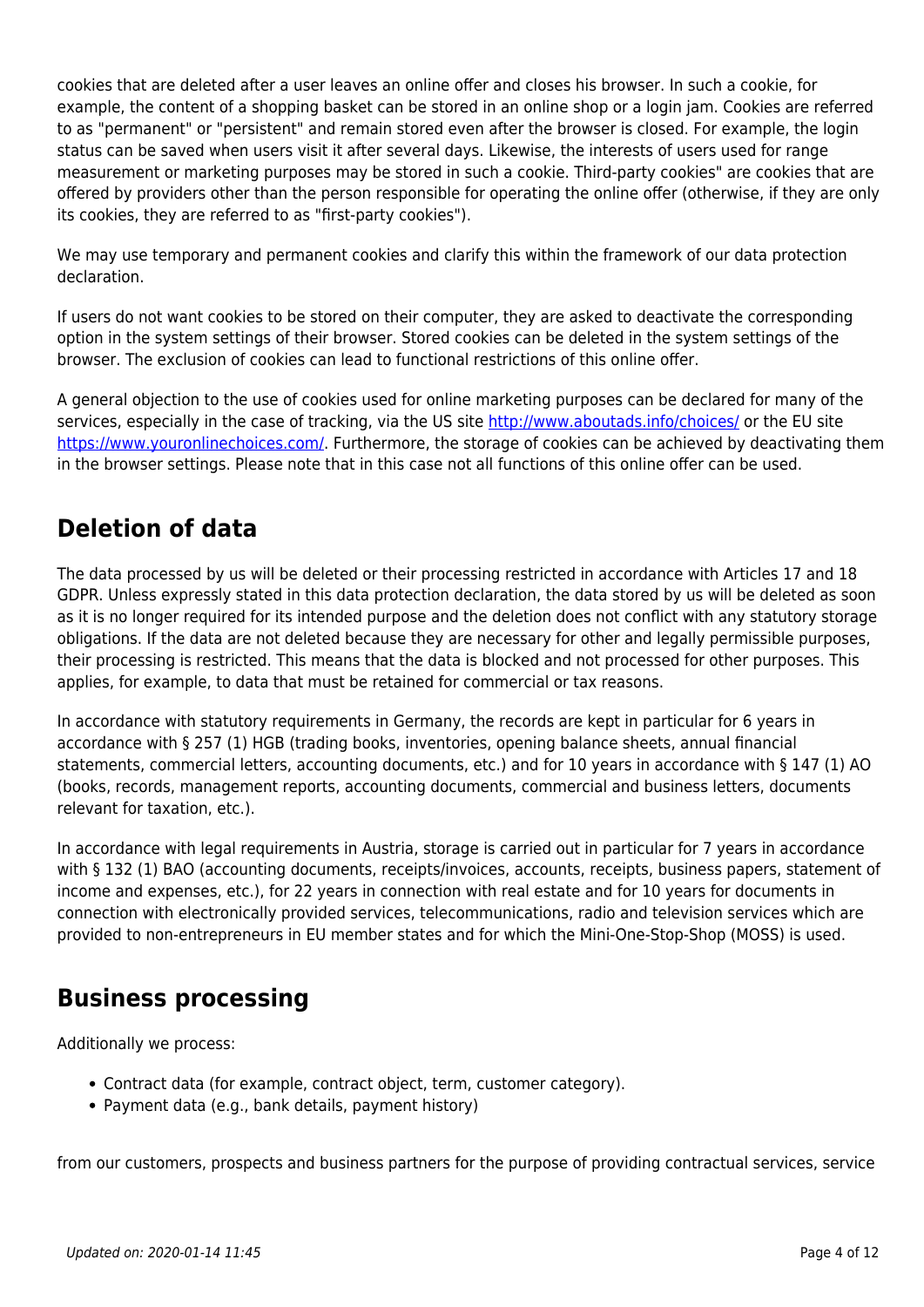cookies that are deleted after a user leaves an online offer and closes his browser. In such a cookie, for example, the content of a shopping basket can be stored in an online shop or a login jam. Cookies are referred to as "permanent" or "persistent" and remain stored even after the browser is closed. For example, the login status can be saved when users visit it after several days. Likewise, the interests of users used for range measurement or marketing purposes may be stored in such a cookie. Third-party cookies" are cookies that are offered by providers other than the person responsible for operating the online offer (otherwise, if they are only its cookies, they are referred to as "first-party cookies").

We may use temporary and permanent cookies and clarify this within the framework of our data protection declaration.

If users do not want cookies to be stored on their computer, they are asked to deactivate the corresponding option in the system settings of their browser. Stored cookies can be deleted in the system settings of the browser. The exclusion of cookies can lead to functional restrictions of this online offer.

A general objection to the use of cookies used for online marketing purposes can be declared for many of the services, especially in the case of tracking, via the US site http://www.aboutads.info/choices/ or the EU site https://www.youronlinechoices.com/. Furthermore, the storage of cookies can be achieved by deactivating them in the browser settings. Please note that in this case not all functions of this online offer can be used.

## Deletion of data

The data processed by us will be deleted or their processing restricted in accordance with Articles 17 and 18 GDPR. Unless expressly stated in this data protection declaration, the data stored by us will be deleted as soon as it is no longer required for its intended purpose and the deletion does not conflict with any statutory storage obligations. If the data are not deleted because they are necessary for other and legally permissible purposes, their processing is restricted. This means that the data is blocked and not processed for other purposes. This applies, for example, to data that must be retained for commercial or tax reasons.

In accordance with statutory requirements in Germany, the records are kept in particular for 6 years in accordance with § 257 (1) HGB (trading books, inventories, opening balance sheets, annual financial statements, commercial letters, accounting documents, etc.) and for 10 years in accordance with § 147 (1) AO (books, records, management reports, accounting documents, commercial and business letters, documents relevant for taxation, etc.).

In accordance with legal requirements in Austria, storage is carried out in particular for 7 years in accordance with § 132 (1) BAO (accounting documents, receipts/invoices, accounts, receipts, business papers, statement of income and expenses, etc.), for 22 years in connection with real estate and for 10 years for documents in connection with electronically provided services, telecommunications, radio and television services which are provided to non-entrepreneurs in EU member states and for which the Mini-One-Stop-Shop (MOSS) is used.

## Business processing

Additionally we process:

- Contract data (for example, contract object, term, customer category).
- Payment data (e.g., bank details, payment history)

from our customers, prospects and business partners for the purpose of providing contractual services, service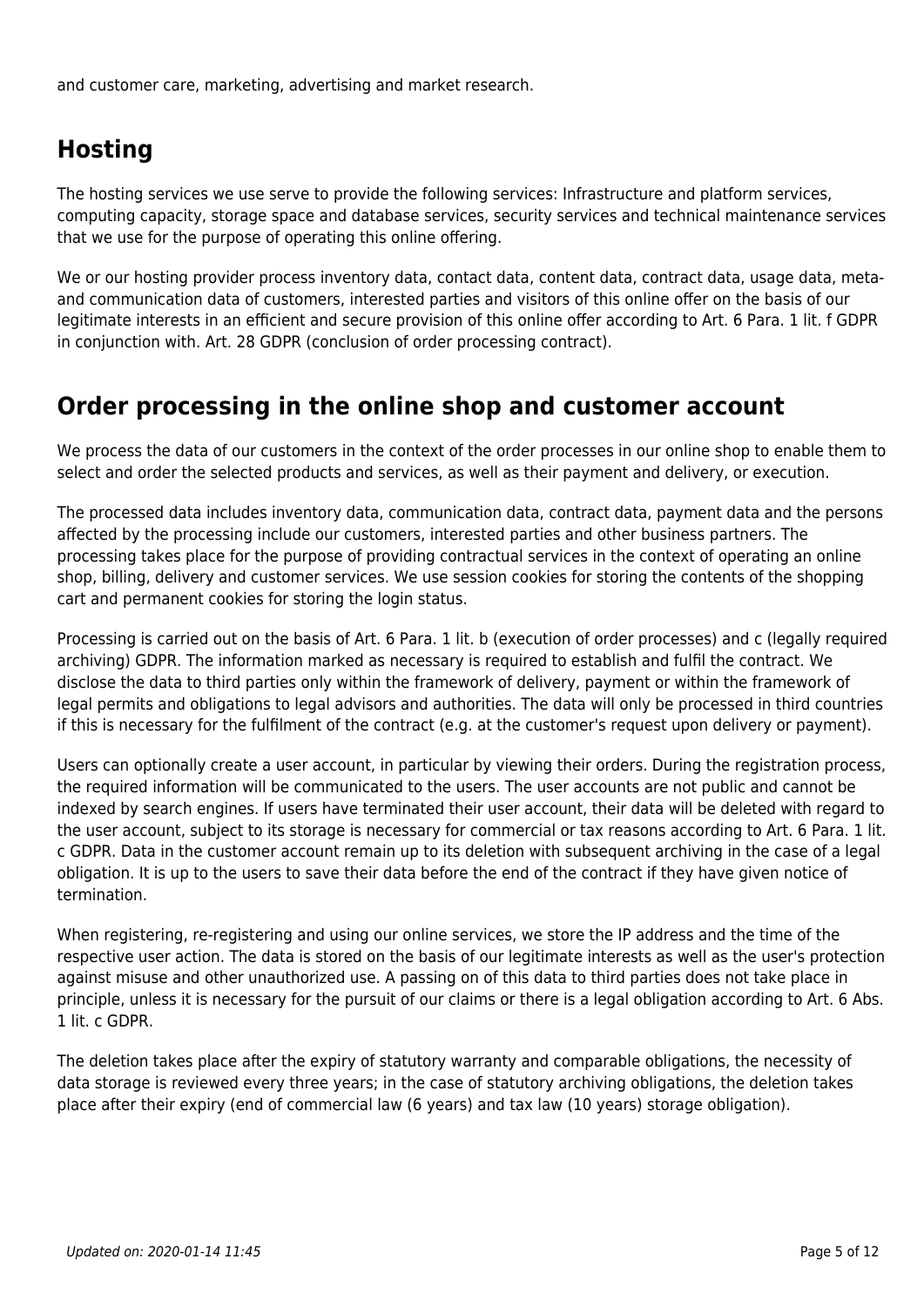and customer care, marketing, advertising and market research.

## Hosting

The hosting services we use serve to provide the following services: Infrastructure and platform services, computing capacity, storage space and database services, security services and technical maintenance services that we use for the purpose of operating this online offering.

We or our hosting provider process inventory data, contact data, content data, contract data, usage data, meta- and communication data of customers, interested parties and visitors of this online offer on the basis of our legitimate interests in an efficient and secure provision of this online offer according to Art. 6 Para. 1 lit. f GDPR in conjunction with. Art. 28 GDPR (conclusion of order processing contract).

## Order processing in the online shop and customer account

We process the data of our customers in the context of the order processes in our online shop to enable them to select and order the selected products and services, as well as their payment and delivery, or execution.

The processed data includes inventory data, communication data, contract data, payment data and the persons affected by the processing include our customers, interested parties and other business partners. The processing takes place for the purpose of providing contractual services in the context of operating an online shop, billing, delivery and customer services. We use session cookies for storing the contents of the shopping cart and permanent cookies for storing the login status.

Processing is carried out on the basis of Art. 6 Para. 1 lit. b (execution of order processes) and c (legally required archiving) GDPR. The information marked as necessary is required to establish and fulfil the contract. We disclose the data to third parties only within the framework of delivery, payment or within the framework of legal permits and obligations to legal advisors and authorities. The data will only be processed in third countries if this is necessary for the fulfilment of the contract (e.g. at the customer's request upon delivery or payment).

Users can optionally create a user account, in particular by viewing their orders. During the registration process, the required information will be communicated to the users. The user accounts are not public and cannot be indexed by search engines. If users have terminated their user account, their data will be deleted with regard to the user account, subject to its storage is necessary for commercial or tax reasons according to Art. 6 Para. 1 lit. c GDPR. Data in the customer account remain up to its deletion with subsequent archiving in the case of a legal obligation. It is up to the users to save their data before the end of the contract if they have given notice of termination.

When registering, re-registering and using our online services, we store the IP address and the time of the respective user action. The data is stored on the basis of our legitimate interests as well as the user's protection against misuse and other unauthorized use. A passing on of this data to third parties does not take place in principle, unless it is necessary for the pursuit of our claims or there is a legal obligation according to Art. 6 Abs. 1 lit. c GDPR.

The deletion takes place after the expiry of statutory warranty and comparable obligations, the necessity of data storage is reviewed every three years; in the case of statutory archiving obligations, the deletion takes place after their expiry (end of commercial law (6 years) and tax law (10 years) storage obligation).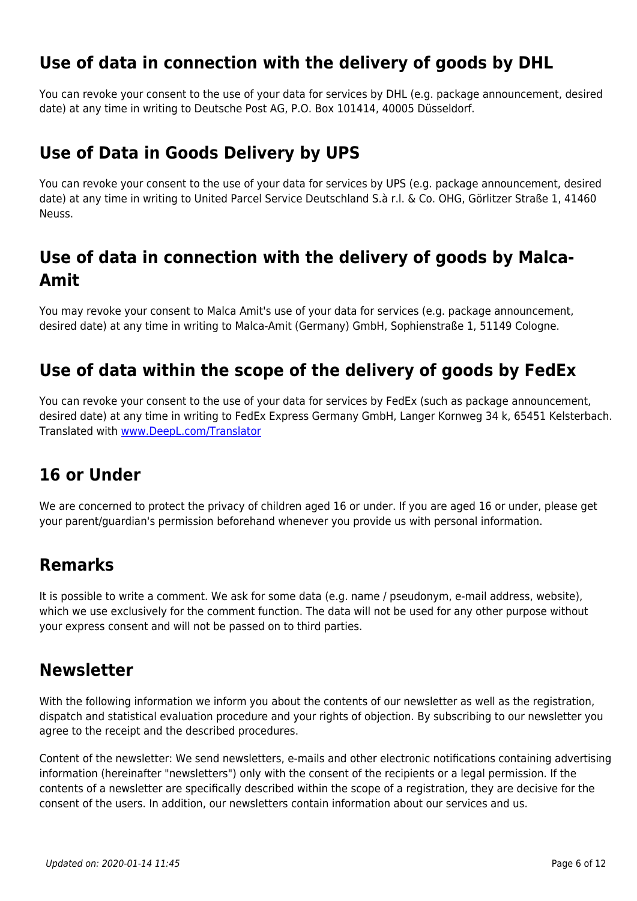## Use of data in connection with the delivery of goods by DHL

You can revoke your consent to the use of your data for services by DHL (e.g. package announcement, desired date) at any time in writing to Deutsche Post AG, P.O. Box 101414, 40005 Düsseldorf.

## Use of Data in Goods Delivery by UPS

You can revoke your consent to the use of your data for services by UPS (e.g. package announcement, desired date) at any time in writing to United Parcel Service Deutschland S.à r.l. & Co. OHG, Görlitzer Straße 1, 41460 Neuss.

## Use of data in connection with the delivery of goods by Malca-Amit

You may revoke your consent to Malca Amit's use of your data for services (e.g. package announcement, desired date) at any time in writing to Malca-Amit (Germany) GmbH, Sophienstraße 1, 51149 Cologne.

## Use of data within the scope of the delivery of goods by FedEx

You can revoke your consent to the use of your data for services by FedEx (such as package announcement, desired date) at any time in writing to FedEx Express Germany GmbH, Langer Kornweg 34 k, 65451 Kelsterbach.
Translated with [www.DeepL.com/Translator](www.DeepL.com/Translator)

## 16 or Under

We are concerned to protect the privacy of children aged 16 or under. If you are aged 16 or under, please get your parent/guardian's permission beforehand whenever you provide us with personal information.

## Remarks

It is possible to write a comment. We ask for some data (e.g. name / pseudonym, e-mail address, website), which we use exclusively for the comment function. The data will not be used for any other purpose without your express consent and will not be passed on to third parties.

## Newsletter

With the following information we inform you about the contents of our newsletter as well as the registration, dispatch and statistical evaluation procedure and your rights of objection. By subscribing to our newsletter you agree to the receipt and the described procedures.

Content of the newsletter: We send newsletters, e-mails and other electronic notifications containing advertising information (hereinafter "newsletters") only with the consent of the recipients or a legal permission. If the contents of a newsletter are specifically described within the scope of a registration, they are decisive for the consent of the users. In addition, our newsletters contain information about our services and us.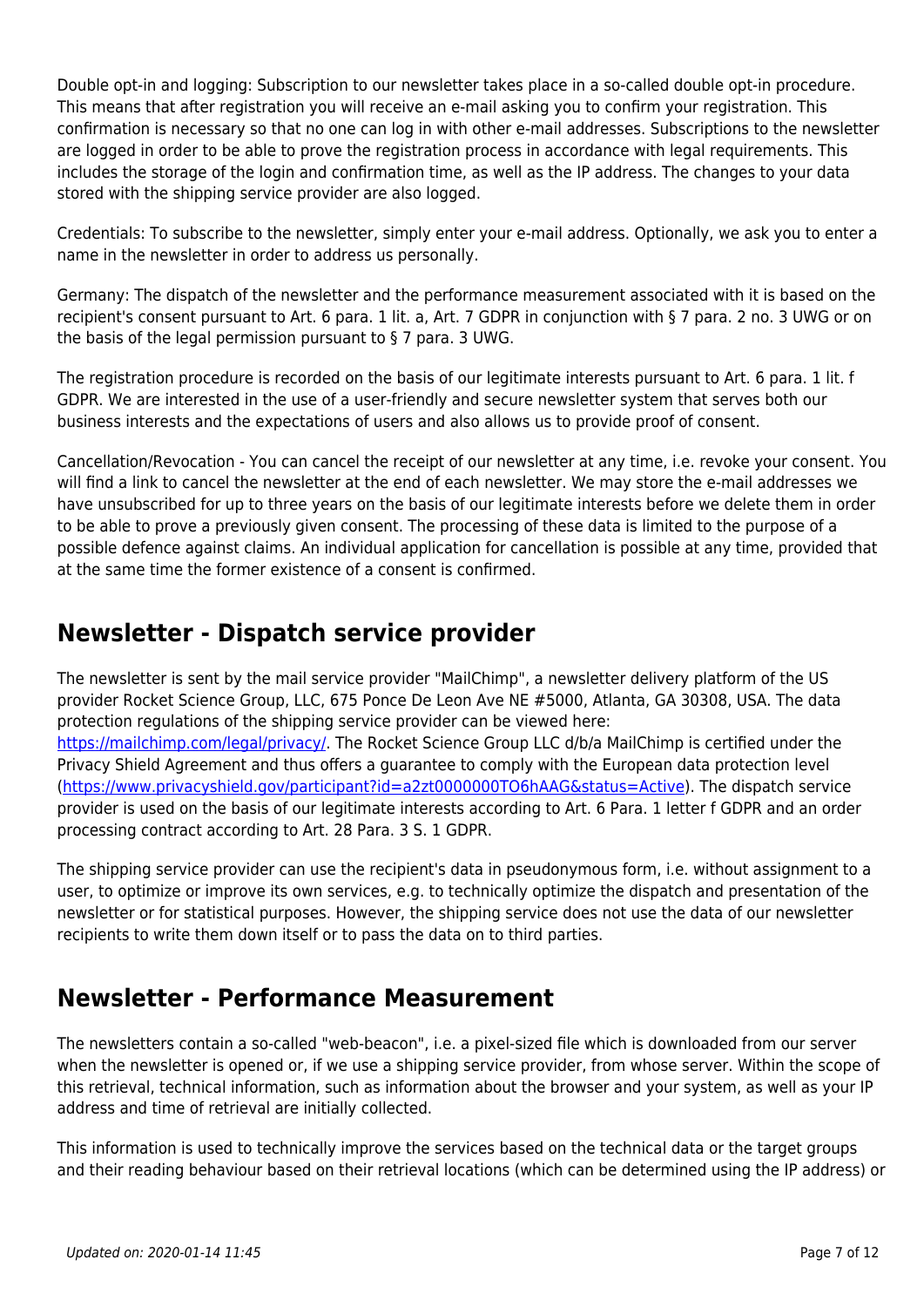Double opt-in and logging: Subscription to our newsletter takes place in a so-called double opt-in procedure. This means that after registration you will receive an e-mail asking you to confirm your registration. This confirmation is necessary so that no one can log in with other e-mail addresses. Subscriptions to the newsletter are logged in order to be able to prove the registration process in accordance with legal requirements. This includes the storage of the login and confirmation time, as well as the IP address. The changes to your data stored with the shipping service provider are also logged.

Credentials: To subscribe to the newsletter, simply enter your e-mail address. Optionally, we ask you to enter a name in the newsletter in order to address us personally.

Germany: The dispatch of the newsletter and the performance measurement associated with it is based on the recipient's consent pursuant to Art. 6 para. 1 lit. a, Art. 7 GDPR in conjunction with § 7 para. 2 no. 3 UWG or on the basis of the legal permission pursuant to § 7 para. 3 UWG.

The registration procedure is recorded on the basis of our legitimate interests pursuant to Art. 6 para. 1 lit. f GDPR. We are interested in the use of a user-friendly and secure newsletter system that serves both our business interests and the expectations of users and also allows us to provide proof of consent.

Cancellation/Revocation - You can cancel the receipt of our newsletter at any time, i.e. revoke your consent. You will find a link to cancel the newsletter at the end of each newsletter. We may store the e-mail addresses we have unsubscribed for up to three years on the basis of our legitimate interests before we delete them in order to be able to prove a previously given consent. The processing of these data is limited to the purpose of a possible defence against claims. An individual application for cancellation is possible at any time, provided that at the same time the former existence of a consent is confirmed.

## Newsletter - Dispatch service provider

The newsletter is sent by the mail service provider "MailChimp", a newsletter delivery platform of the US provider Rocket Science Group, LLC, 675 Ponce De Leon Ave NE #5000, Atlanta, GA 30308, USA. The data protection regulations of the shipping service provider can be viewed here: [https://mailchimp.com/legal/privacy/](https://mailchimp.com/legal/privacy/). The Rocket Science Group LLC d/b/a MailChimp is certified under the Privacy Shield Agreement and thus offers a guarantee to comply with the European data protection level ([https://www.privacyshield.gov/participant?id=a2zt0000000TO6hAAG&status=Active](https://www.privacyshield.gov/participant?id=a2zt0000000TO6hAAG&status=Active)). The dispatch service provider is used on the basis of our legitimate interests according to Art. 6 Para. 1 letter f GDPR and an order processing contract according to Art. 28 Para. 3 S. 1 GDPR.

The shipping service provider can use the recipient's data in pseudonymous form, i.e. without assignment to a user, to optimize or improve its own services, e.g. to technically optimize the dispatch and presentation of the newsletter or for statistical purposes. However, the shipping service does not use the data of our newsletter recipients to write them down itself or to pass the data on to third parties.

## Newsletter - Performance Measurement

The newsletters contain a so-called "web-beacon", i.e. a pixel-sized file which is downloaded from our server when the newsletter is opened or, if we use a shipping service provider, from whose server. Within the scope of this retrieval, technical information, such as information about the browser and your system, as well as your IP address and time of retrieval are initially collected.

This information is used to technically improve the services based on the technical data or the target groups and their reading behaviour based on their retrieval locations (which can be determined using the IP address) or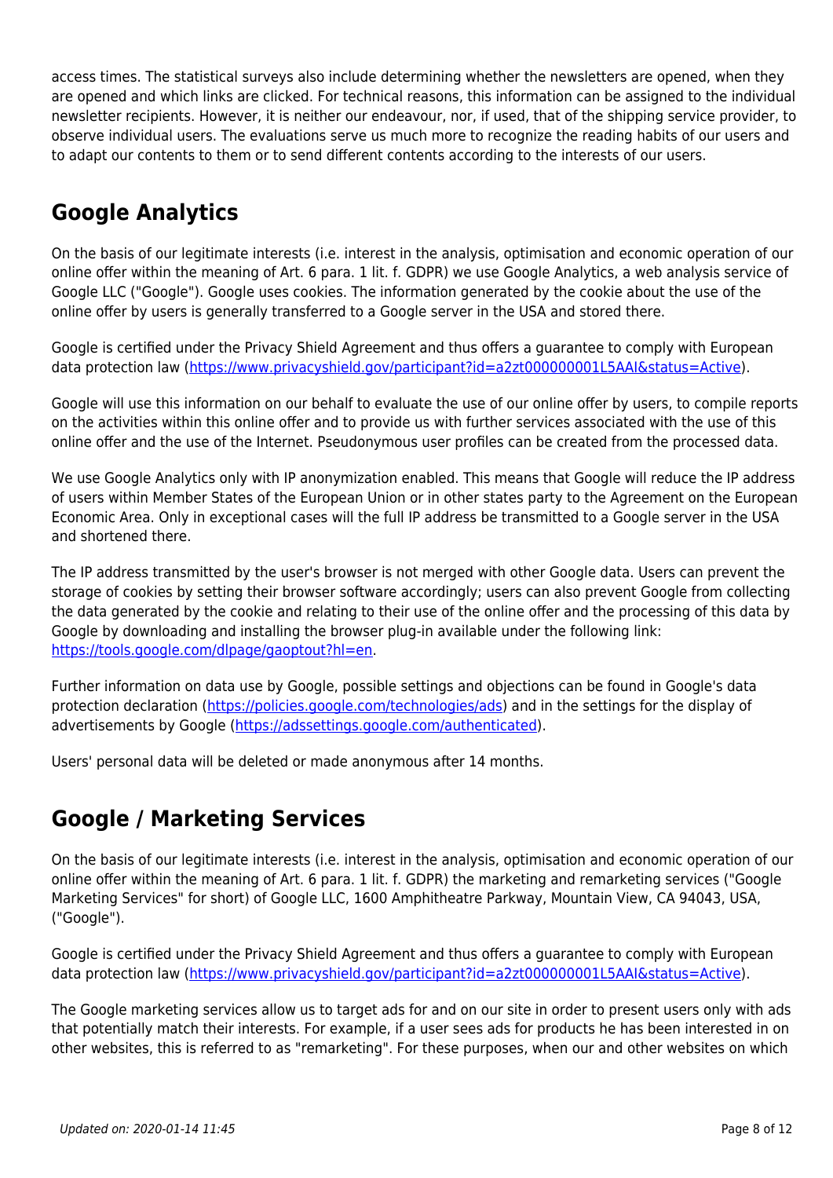access times. The statistical surveys also include determining whether the newsletters are opened, when they are opened and which links are clicked. For technical reasons, this information can be assigned to the individual newsletter recipients. However, it is neither our endeavour, nor, if used, that of the shipping service provider, to observe individual users. The evaluations serve us much more to recognize the reading habits of our users and to adapt our contents to them or to send different contents according to the interests of our users.

## Google Analytics

On the basis of our legitimate interests (i.e. interest in the analysis, optimisation and economic operation of our online offer within the meaning of Art. 6 para. 1 lit. f. GDPR) we use Google Analytics, a web analysis service of Google LLC ("Google"). Google uses cookies. The information generated by the cookie about the use of the online offer by users is generally transferred to a Google server in the USA and stored there.

Google is certified under the Privacy Shield Agreement and thus offers a guarantee to comply with European data protection law ([https://www.privacyshield.gov/participant?id=a2zt000000001L5AAI&status=Active](https://www.privacyshield.gov/participant?id=a2zt000000001L5AAI&status=Active)).

Google will use this information on our behalf to evaluate the use of our online offer by users, to compile reports on the activities within this online offer and to provide us with further services associated with the use of this online offer and the use of the Internet. Pseudonymous user profiles can be created from the processed data.

We use Google Analytics only with IP anonymization enabled. This means that Google will reduce the IP address of users within Member States of the European Union or in other states party to the Agreement on the European Economic Area. Only in exceptional cases will the full IP address be transmitted to a Google server in the USA and shortened there.

The IP address transmitted by the user's browser is not merged with other Google data. Users can prevent the storage of cookies by setting their browser software accordingly; users can also prevent Google from collecting the data generated by the cookie and relating to their use of the online offer and the processing of this data by Google by downloading and installing the browser plug-in available under the following link: [https://tools.google.com/dlpage/gaoptout?hl=en](https://tools.google.com/dlpage/gaoptout?hl=en).

Further information on data use by Google, possible settings and objections can be found in Google's data protection declaration ([https://policies.google.com/technologies/ads](https://policies.google.com/technologies/ads)) and in the settings for the display of advertisements by Google ([https://adssettings.google.com/authenticated](https://adssettings.google.com/authenticated)).

Users' personal data will be deleted or made anonymous after 14 months.

## Google / Marketing Services

On the basis of our legitimate interests (i.e. interest in the analysis, optimisation and economic operation of our online offer within the meaning of Art. 6 para. 1 lit. f. GDPR) the marketing and remarketing services ("Google Marketing Services" for short) of Google LLC, 1600 Amphitheatre Parkway, Mountain View, CA 94043, USA, ("Google").

Google is certified under the Privacy Shield Agreement and thus offers a guarantee to comply with European data protection law ([https://www.privacyshield.gov/participant?id=a2zt000000001L5AAI&status=Active](https://www.privacyshield.gov/participant?id=a2zt000000001L5AAI&status=Active)).

The Google marketing services allow us to target ads for and on our site in order to present users only with ads that potentially match their interests. For example, if a user sees ads for products he has been interested in on other websites, this is referred to as "remarketing". For these purposes, when our and other websites on which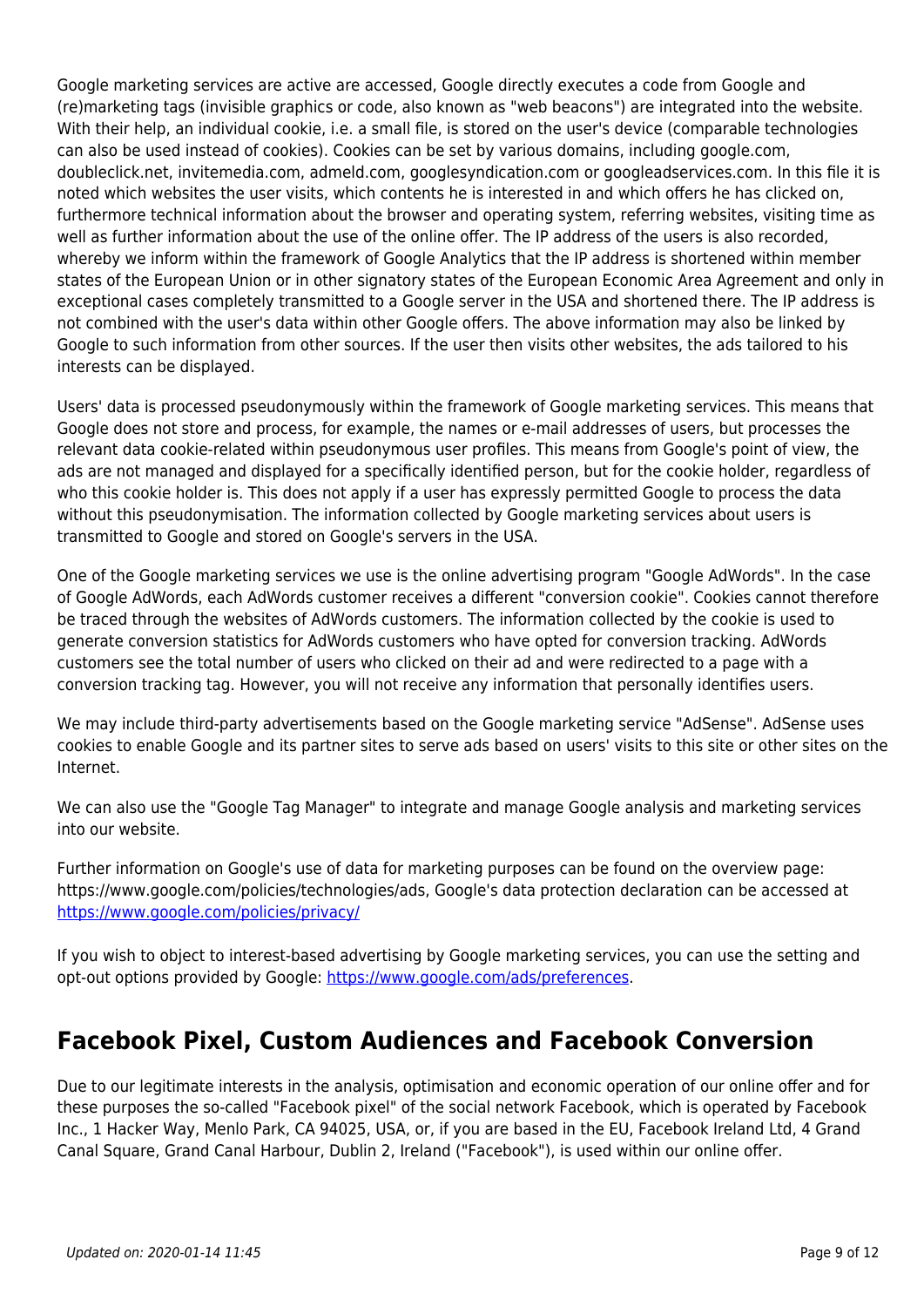Google marketing services are active are accessed, Google directly executes a code from Google and (re)marketing tags (invisible graphics or code, also known as "web beacons") are integrated into the website. With their help, an individual cookie, i.e. a small file, is stored on the user's device (comparable technologies can also be used instead of cookies). Cookies can be set by various domains, including google.com, doubleclick.net, invitemedia.com, admeld.com, googlesyndication.com or googleadservices.com. In this file it is noted which websites the user visits, which contents he is interested in and which offers he has clicked on, furthermore technical information about the browser and operating system, referring websites, visiting time as well as further information about the use of the online offer. The IP address of the users is also recorded, whereby we inform within the framework of Google Analytics that the IP address is shortened within member states of the European Union or in other signatory states of the European Economic Area Agreement and only in exceptional cases completely transmitted to a Google server in the USA and shortened there. The IP address is not combined with the user's data within other Google offers. The above information may also be linked by Google to such information from other sources. If the user then visits other websites, the ads tailored to his interests can be displayed.

Users' data is processed pseudonymously within the framework of Google marketing services. This means that Google does not store and process, for example, the names or e-mail addresses of users, but processes the relevant data cookie-related within pseudonymous user profiles. This means from Google's point of view, the ads are not managed and displayed for a specifically identified person, but for the cookie holder, regardless of who this cookie holder is. This does not apply if a user has expressly permitted Google to process the data without this pseudonymisation. The information collected by Google marketing services about users is transmitted to Google and stored on Google's servers in the USA.

One of the Google marketing services we use is the online advertising program "Google AdWords". In the case of Google AdWords, each AdWords customer receives a different "conversion cookie". Cookies cannot therefore be traced through the websites of AdWords customers. The information collected by the cookie is used to generate conversion statistics for AdWords customers who have opted for conversion tracking. AdWords customers see the total number of users who clicked on their ad and were redirected to a page with a conversion tracking tag. However, you will not receive any information that personally identifies users.

We may include third-party advertisements based on the Google marketing service "AdSense". AdSense uses cookies to enable Google and its partner sites to serve ads based on users' visits to this site or other sites on the Internet.

We can also use the "Google Tag Manager" to integrate and manage Google analysis and marketing services into our website.

Further information on Google's use of data for marketing purposes can be found on the overview page: https://www.google.com/policies/technologies/ads, Google's data protection declaration can be accessed at [https://www.google.com/policies/privacy/](https://www.google.com/policies/privacy/)

If you wish to object to interest-based advertising by Google marketing services, you can use the setting and opt-out options provided by Google: [https://www.google.com/ads/preferences](https://www.google.com/ads/preferences).

## Facebook Pixel, Custom Audiences and Facebook Conversion

Due to our legitimate interests in the analysis, optimisation and economic operation of our online offer and for these purposes the so-called "Facebook pixel" of the social network Facebook, which is operated by Facebook Inc., 1 Hacker Way, Menlo Park, CA 94025, USA, or, if you are based in the EU, Facebook Ireland Ltd, 4 Grand Canal Square, Grand Canal Harbour, Dublin 2, Ireland ("Facebook"), is used within our online offer.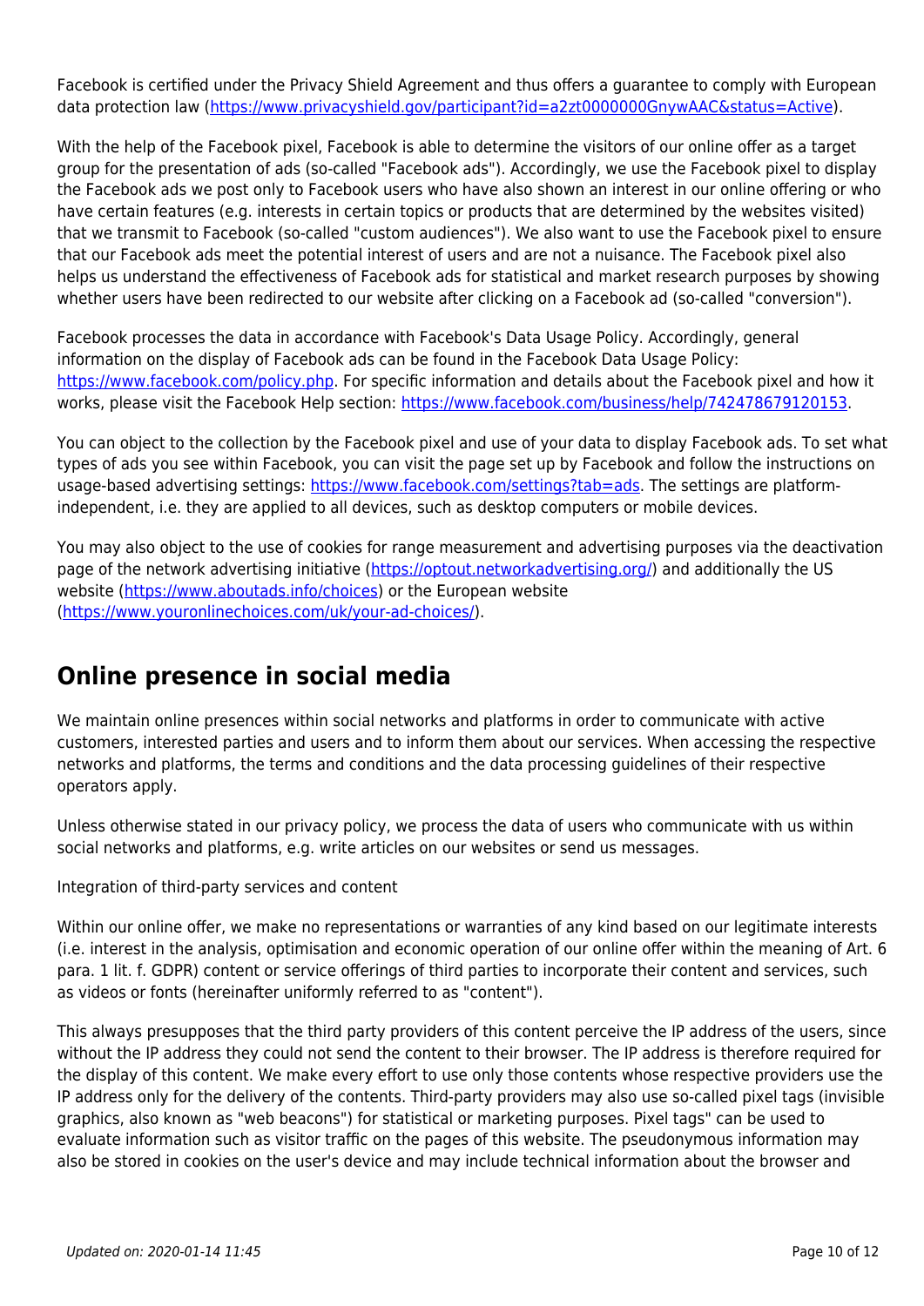Facebook is certified under the Privacy Shield Agreement and thus offers a guarantee to comply with European data protection law (https://www.privacyshield.gov/participant?id=a2zt0000000GnywAAC&status=Active).

With the help of the Facebook pixel, Facebook is able to determine the visitors of our online offer as a target group for the presentation of ads (so-called "Facebook ads"). Accordingly, we use the Facebook pixel to display the Facebook ads we post only to Facebook users who have also shown an interest in our online offering or who have certain features (e.g. interests in certain topics or products that are determined by the websites visited) that we transmit to Facebook (so-called "custom audiences"). We also want to use the Facebook pixel to ensure that our Facebook ads meet the potential interest of users and are not a nuisance. The Facebook pixel also helps us understand the effectiveness of Facebook ads for statistical and market research purposes by showing whether users have been redirected to our website after clicking on a Facebook ad (so-called "conversion").

Facebook processes the data in accordance with Facebook's Data Usage Policy. Accordingly, general information on the display of Facebook ads can be found in the Facebook Data Usage Policy: https://www.facebook.com/policy.php. For specific information and details about the Facebook pixel and how it works, please visit the Facebook Help section: https://www.facebook.com/business/help/742478679120153.

You can object to the collection by the Facebook pixel and use of your data to display Facebook ads. To set what types of ads you see within Facebook, you can visit the page set up by Facebook and follow the instructions on usage-based advertising settings: https://www.facebook.com/settings?tab=ads. The settings are platform-independent, i.e. they are applied to all devices, such as desktop computers or mobile devices.

You may also object to the use of cookies for range measurement and advertising purposes via the deactivation page of the network advertising initiative (https://optout.networkadvertising.org/) and additionally the US website (https://www.aboutads.info/choices) or the European website (https://www.youronlinechoices.com/uk/your-ad-choices/).

## Online presence in social media

We maintain online presences within social networks and platforms in order to communicate with active customers, interested parties and users and to inform them about our services. When accessing the respective networks and platforms, the terms and conditions and the data processing guidelines of their respective operators apply.

Unless otherwise stated in our privacy policy, we process the data of users who communicate with us within social networks and platforms, e.g. write articles on our websites or send us messages.

Integration of third-party services and content

Within our online offer, we make no representations or warranties of any kind based on our legitimate interests (i.e. interest in the analysis, optimisation and economic operation of our online offer within the meaning of Art. 6 para. 1 lit. f. GDPR) content or service offerings of third parties to incorporate their content and services, such as videos or fonts (hereinafter uniformly referred to as "content").

This always presupposes that the third party providers of this content perceive the IP address of the users, since without the IP address they could not send the content to their browser. The IP address is therefore required for the display of this content. We make every effort to use only those contents whose respective providers use the IP address only for the delivery of the contents. Third-party providers may also use so-called pixel tags (invisible graphics, also known as "web beacons") for statistical or marketing purposes. Pixel tags" can be used to evaluate information such as visitor traffic on the pages of this website. The pseudonymous information may also be stored in cookies on the user's device and may include technical information about the browser and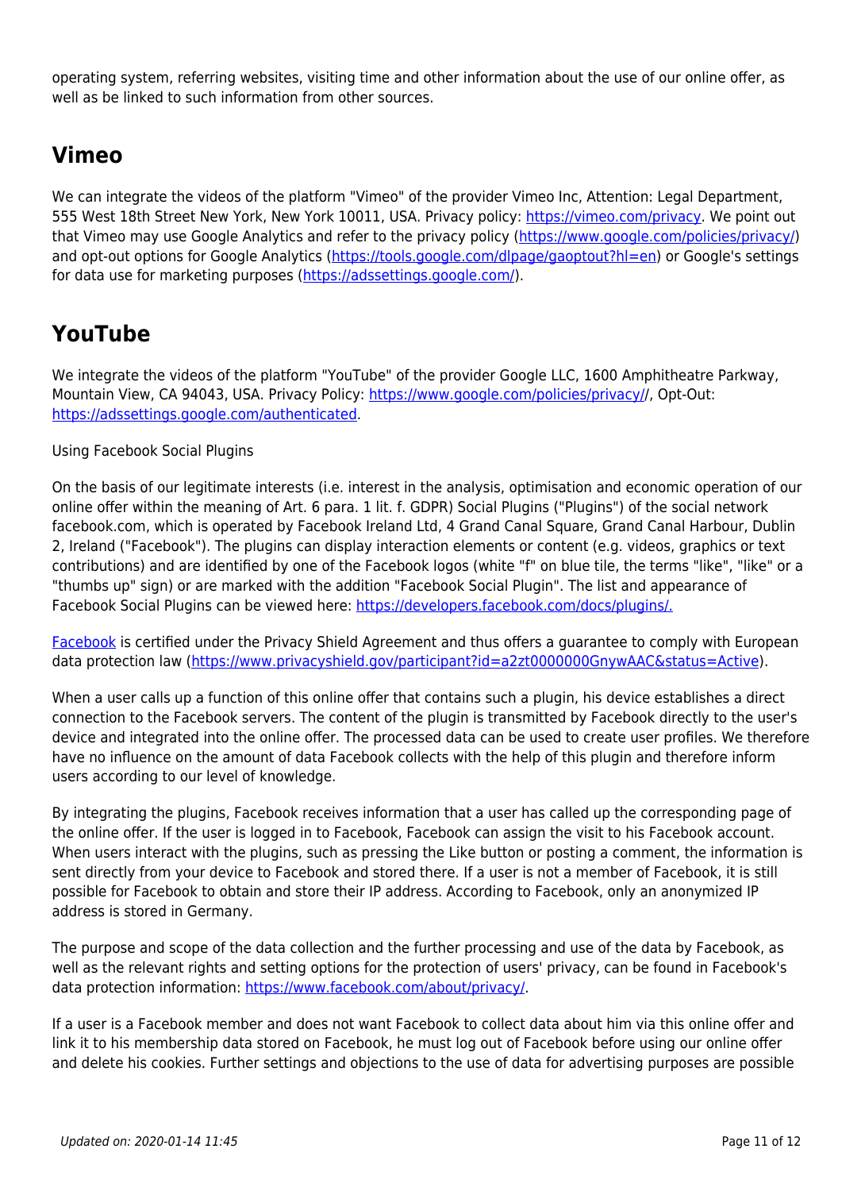operating system, referring websites, visiting time and other information about the use of our online offer, as well as be linked to such information from other sources.

## Vimeo

We can integrate the videos of the platform "Vimeo" of the provider Vimeo Inc, Attention: Legal Department, 555 West 18th Street New York, New York 10011, USA. Privacy policy: [https://vimeo.com/privacy](https://vimeo.com/privacy). We point out that Vimeo may use Google Analytics and refer to the privacy policy ([https://www.google.com/policies/privacy/](https://www.google.com/policies/privacy/)) and opt-out options for Google Analytics ([https://tools.google.com/dlpage/gaoptout?hl=en](https://tools.google.com/dlpage/gaoptout?hl=en)) or Google's settings for data use for marketing purposes ([https://adssettings.google.com/](https://adssettings.google.com/)).

## YouTube

We integrate the videos of the platform "YouTube" of the provider Google LLC, 1600 Amphitheatre Parkway, Mountain View, CA 94043, USA. Privacy Policy: [https://www.google.com/policies/privacy//](https://www.google.com/policies/privacy//), Opt-Out: [https://adssettings.google.com/authenticated](https://adssettings.google.com/authenticated).

Using Facebook Social Plugins

On the basis of our legitimate interests (i.e. interest in the analysis, optimisation and economic operation of our online offer within the meaning of Art. 6 para. 1 lit. f. GDPR) Social Plugins ("Plugins") of the social network facebook.com, which is operated by Facebook Ireland Ltd, 4 Grand Canal Square, Grand Canal Harbour, Dublin 2, Ireland ("Facebook"). The plugins can display interaction elements or content (e.g. videos, graphics or text contributions) and are identified by one of the Facebook logos (white "f" on blue tile, the terms "like", "like" or a "thumbs up" sign) or are marked with the addition "Facebook Social Plugin". The list and appearance of Facebook Social Plugins can be viewed here: [https://developers.facebook.com/docs/plugins/.](https://developers.facebook.com/docs/plugins/)

[Facebook](https://www.facebook.com) is certified under the Privacy Shield Agreement and thus offers a guarantee to comply with European data protection law ([https://www.privacyshield.gov/participant?id=a2zt0000000GnywAAC&status=Active](https://www.privacyshield.gov/participant?id=a2zt0000000GnywAAC&status=Active)).

When a user calls up a function of this online offer that contains such a plugin, his device establishes a direct connection to the Facebook servers. The content of the plugin is transmitted by Facebook directly to the user's device and integrated into the online offer. The processed data can be used to create user profiles. We therefore have no influence on the amount of data Facebook collects with the help of this plugin and therefore inform users according to our level of knowledge.

By integrating the plugins, Facebook receives information that a user has called up the corresponding page of the online offer. If the user is logged in to Facebook, Facebook can assign the visit to his Facebook account. When users interact with the plugins, such as pressing the Like button or posting a comment, the information is sent directly from your device to Facebook and stored there. If a user is not a member of Facebook, it is still possible for Facebook to obtain and store their IP address. According to Facebook, only an anonymized IP address is stored in Germany.

The purpose and scope of the data collection and the further processing and use of the data by Facebook, as well as the relevant rights and setting options for the protection of users' privacy, can be found in Facebook's data protection information: [https://www.facebook.com/about/privacy/](https://www.facebook.com/about/privacy/).

If a user is a Facebook member and does not want Facebook to collect data about him via this online offer and link it to his membership data stored on Facebook, he must log out of Facebook before using our online offer and delete his cookies. Further settings and objections to the use of data for advertising purposes are possible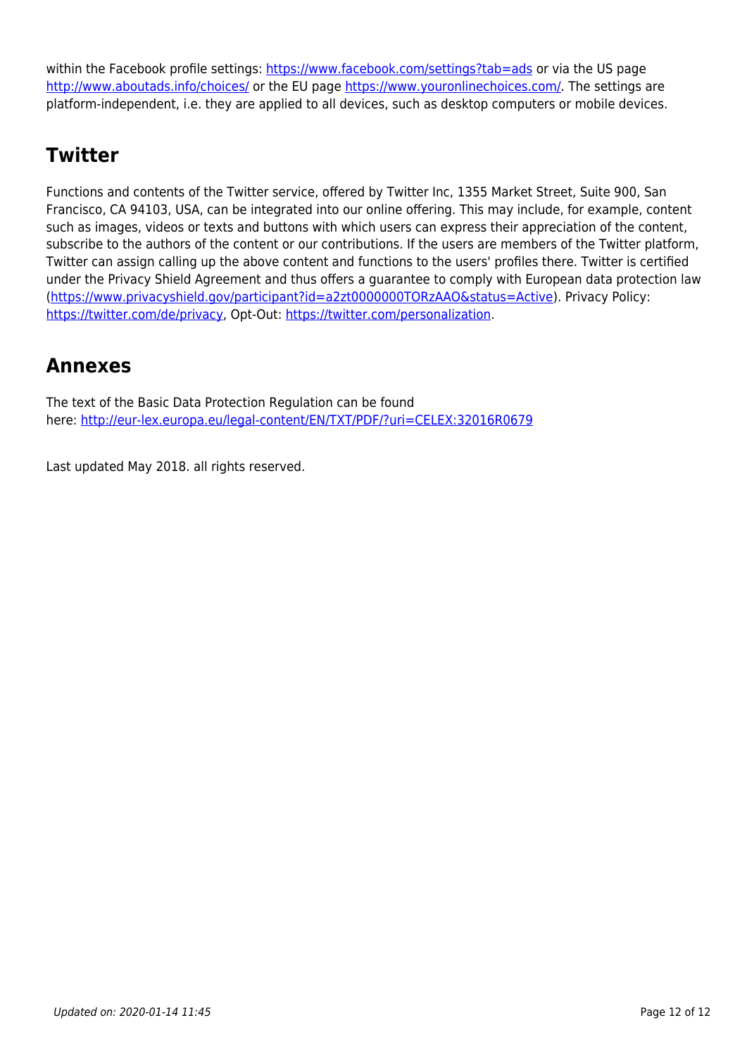within the Facebook profile settings: https://www.facebook.com/settings?tab=ads or via the US page http://www.aboutads.info/choices/ or the EU page https://www.youronlinechoices.com/. The settings are platform-independent, i.e. they are applied to all devices, such as desktop computers or mobile devices.

## Twitter

Functions and contents of the Twitter service, offered by Twitter Inc, 1355 Market Street, Suite 900, San Francisco, CA 94103, USA, can be integrated into our online offering. This may include, for example, content such as images, videos or texts and buttons with which users can express their appreciation of the content, subscribe to the authors of the content or our contributions. If the users are members of the Twitter platform, Twitter can assign calling up the above content and functions to the users' profiles there. Twitter is certified under the Privacy Shield Agreement and thus offers a guarantee to comply with European data protection law (https://www.privacyshield.gov/participant?id=a2zt0000000TORzAAO&status=Active). Privacy Policy: https://twitter.com/de/privacy, Opt-Out: https://twitter.com/personalization.

## Annexes

The text of the Basic Data Protection Regulation can be found here: http://eur-lex.europa.eu/legal-content/EN/TXT/PDF/?uri=CELEX:32016R0679

Last updated May 2018. all rights reserved.